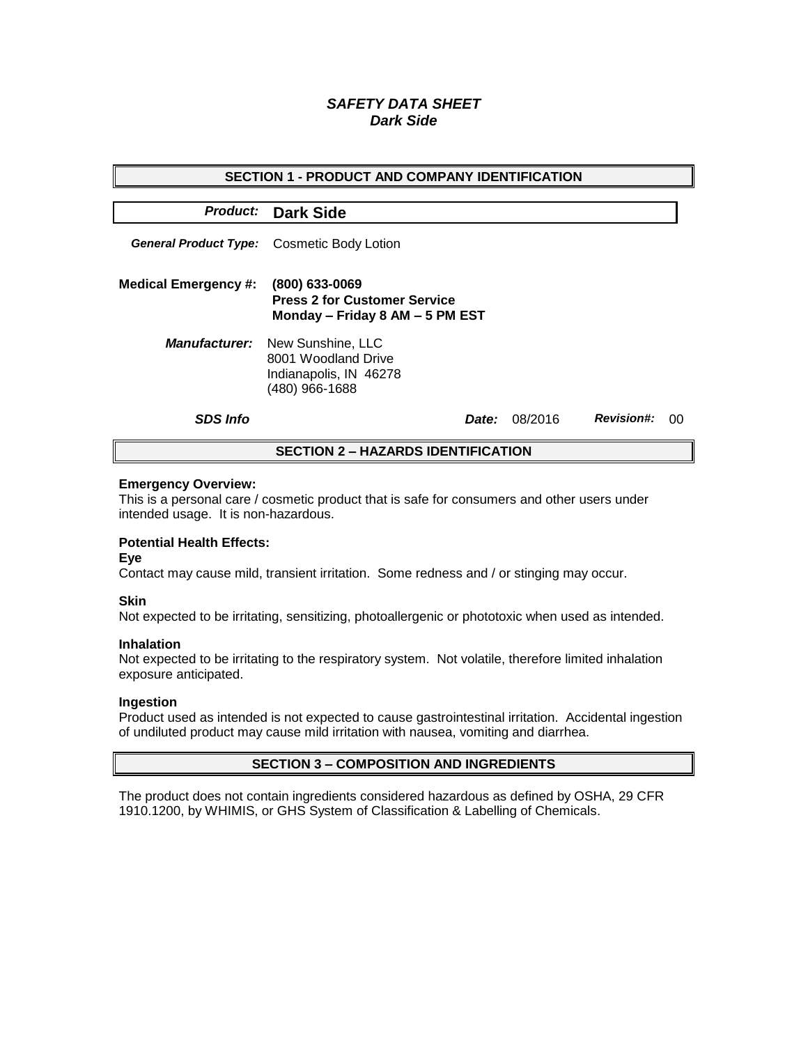# *SAFETY DATA SHEET*
# *Dark Side*

## SECTION 1 - PRODUCT AND COMPANY IDENTIFICATION

***Product:*** **Dark Side**

***General Product Type:*** Cosmetic Body Lotion

**Medical Emergency #:** **(800) 633-0069**
**Press 2 for Customer Service**
**Monday – Friday 8 AM – 5 PM EST**

***Manufacturer:*** New Sunshine, LLC
8001 Woodland Drive
Indianapolis, IN 46278
(480) 966-1688

***SDS Info*** ***Date:*** 08/2016 ***Revision#:*** 00

## SECTION 2 – HAZARDS IDENTIFICATION

**Emergency Overview:**
This is a personal care / cosmetic product that is safe for consumers and other users under intended usage. It is non-hazardous.

**Potential Health Effects:**

**Eye**
Contact may cause mild, transient irritation. Some redness and / or stinging may occur.

**Skin**
Not expected to be irritating, sensitizing, photoallergenic or phototoxic when used as intended.

**Inhalation**
Not expected to be irritating to the respiratory system. Not volatile, therefore limited inhalation exposure anticipated.

**Ingestion**
Product used as intended is not expected to cause gastrointestinal irritation. Accidental ingestion of undiluted product may cause mild irritation with nausea, vomiting and diarrhea.

## SECTION 3 – COMPOSITION AND INGREDIENTS

The product does not contain ingredients considered hazardous as defined by OSHA, 29 CFR 1910.1200, by WHIMIS, or GHS System of Classification & Labelling of Chemicals.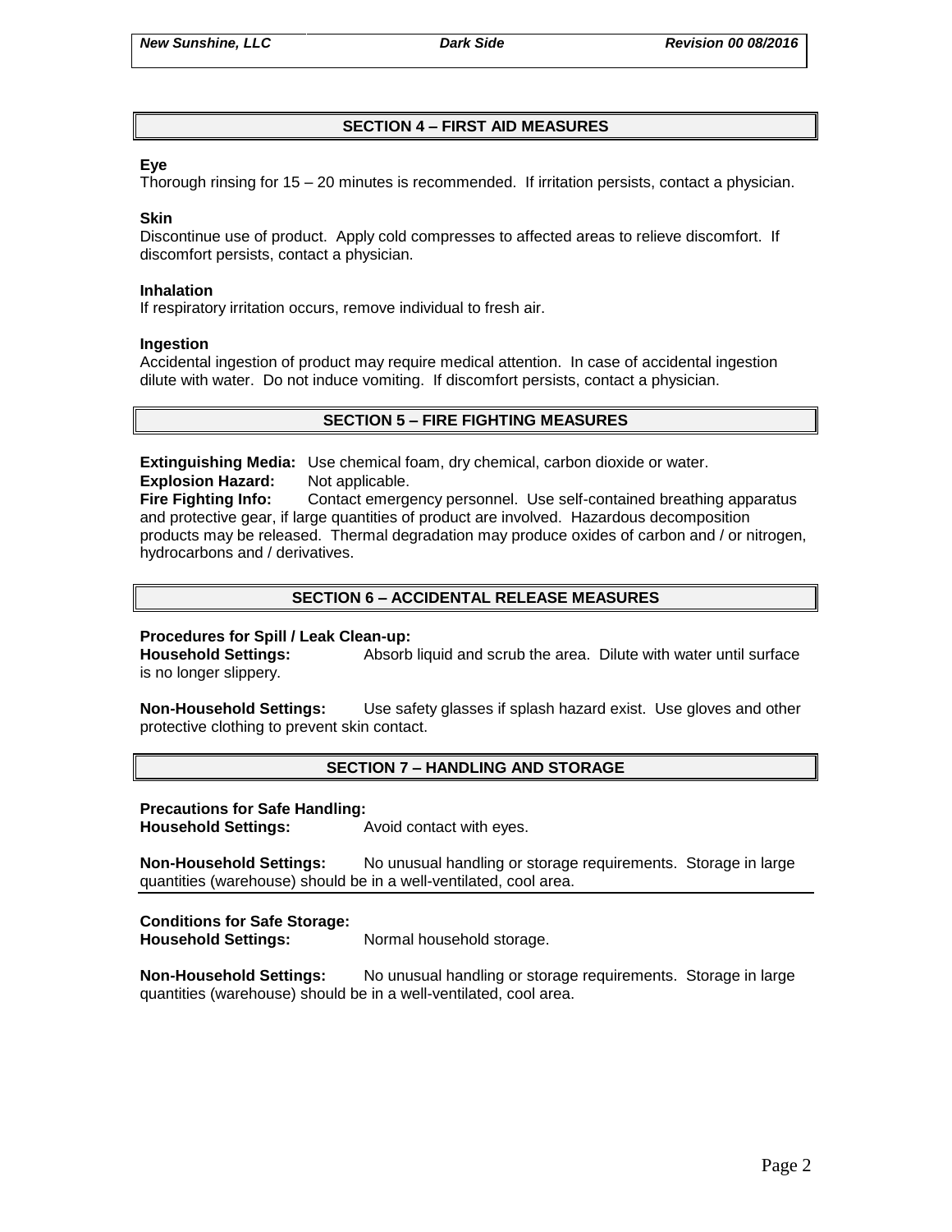## SECTION 4 – FIRST AID MEASURES

**Eye**
Thorough rinsing for 15 – 20 minutes is recommended. If irritation persists, contact a physician.

**Skin**
Discontinue use of product. Apply cold compresses to affected areas to relieve discomfort. If discomfort persists, contact a physician.

**Inhalation**
If respiratory irritation occurs, remove individual to fresh air.

**Ingestion**
Accidental ingestion of product may require medical attention. In case of accidental ingestion dilute with water. Do not induce vomiting. If discomfort persists, contact a physician.

## SECTION 5 – FIRE FIGHTING MEASURES

**Extinguishing Media:** Use chemical foam, dry chemical, carbon dioxide or water.
**Explosion Hazard:** Not applicable.
**Fire Fighting Info:** Contact emergency personnel. Use self-contained breathing apparatus and protective gear, if large quantities of product are involved. Hazardous decomposition products may be released. Thermal degradation may produce oxides of carbon and / or nitrogen, hydrocarbons and / derivatives.

## SECTION 6 – ACCIDENTAL RELEASE MEASURES

**Procedures for Spill / Leak Clean-up:**
**Household Settings:** Absorb liquid and scrub the area. Dilute with water until surface is no longer slippery.

**Non-Household Settings:** Use safety glasses if splash hazard exist. Use gloves and other protective clothing to prevent skin contact.

## SECTION 7 – HANDLING AND STORAGE

**Precautions for Safe Handling:**
**Household Settings:** Avoid contact with eyes.

**Non-Household Settings:** No unusual handling or storage requirements. Storage in large quantities (warehouse) should be in a well-ventilated, cool area.

**Conditions for Safe Storage:**
**Household Settings:** Normal household storage.

**Non-Household Settings:** No unusual handling or storage requirements. Storage in large quantities (warehouse) should be in a well-ventilated, cool area.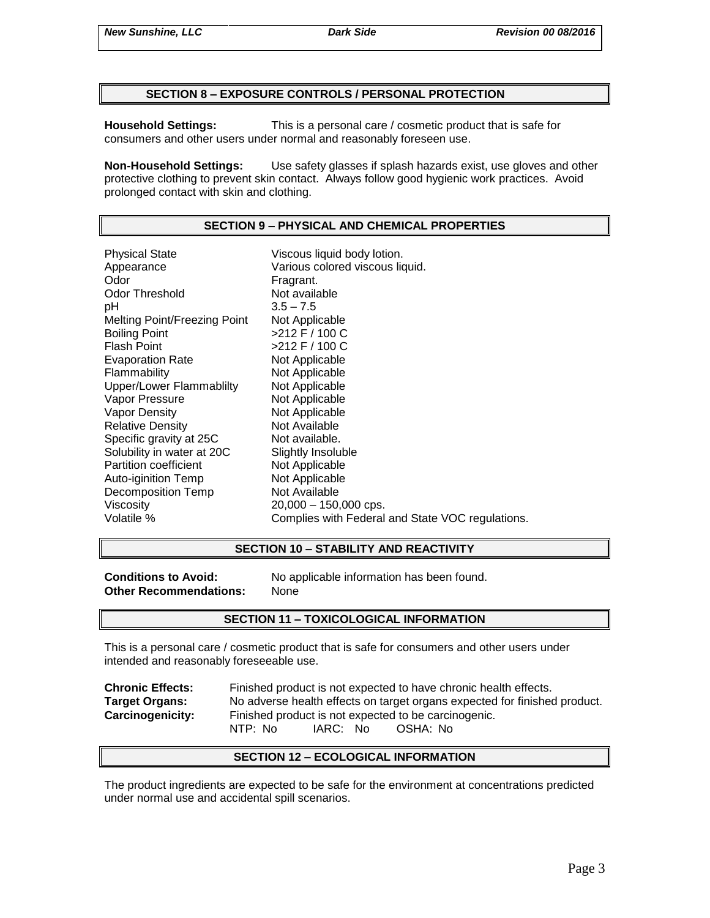## SECTION 8 – EXPOSURE CONTROLS / PERSONAL PROTECTION

**Household Settings:** This is a personal care / cosmetic product that is safe for consumers and other users under normal and reasonably foreseen use.

**Non-Household Settings:** Use safety glasses if splash hazards exist, use gloves and other protective clothing to prevent skin contact. Always follow good hygienic work practices. Avoid prolonged contact with skin and clothing.

## SECTION 9 – PHYSICAL AND CHEMICAL PROPERTIES

| | |
|---|---|
| Physical State | Viscous liquid body lotion. |
| Appearance | Various colored viscous liquid. |
| Odor | Fragrant. |
| Odor Threshold | Not available |
| pH | 3.5 – 7.5 |
| Melting Point/Freezing Point | Not Applicable |
| Boiling Point | >212 F / 100 C |
| Flash Point | >212 F / 100 C |
| Evaporation Rate | Not Applicable |
| Flammability | Not Applicable |
| Upper/Lower Flammablilty | Not Applicable |
| Vapor Pressure | Not Applicable |
| Vapor Density | Not Applicable |
| Relative Density | Not Available |
| Specific gravity at 25C | Not available. |
| Solubility in water at 20C | Slightly Insoluble |
| Partition coefficient | Not Applicable |
| Auto-iginition Temp | Not Applicable |
| Decomposition Temp | Not Available |
| Viscosity | 20,000 – 150,000 cps. |
| Volatile % | Complies with Federal and State VOC regulations. |

## SECTION 10 – STABILITY AND REACTIVITY

**Conditions to Avoid:** No applicable information has been found.
**Other Recommendations:** None

## SECTION 11 – TOXICOLOGICAL INFORMATION

This is a personal care / cosmetic product that is safe for consumers and other users under intended and reasonably foreseeable use.

**Chronic Effects:** Finished product is not expected to have chronic health effects.
**Target Organs:** No adverse health effects on target organs expected for finished product.
**Carcinogenicity:** Finished product is not expected to be carcinogenic.
NTP: No IARC: No OSHA: No

## SECTION 12 – ECOLOGICAL INFORMATION

The product ingredients are expected to be safe for the environment at concentrations predicted under normal use and accidental spill scenarios.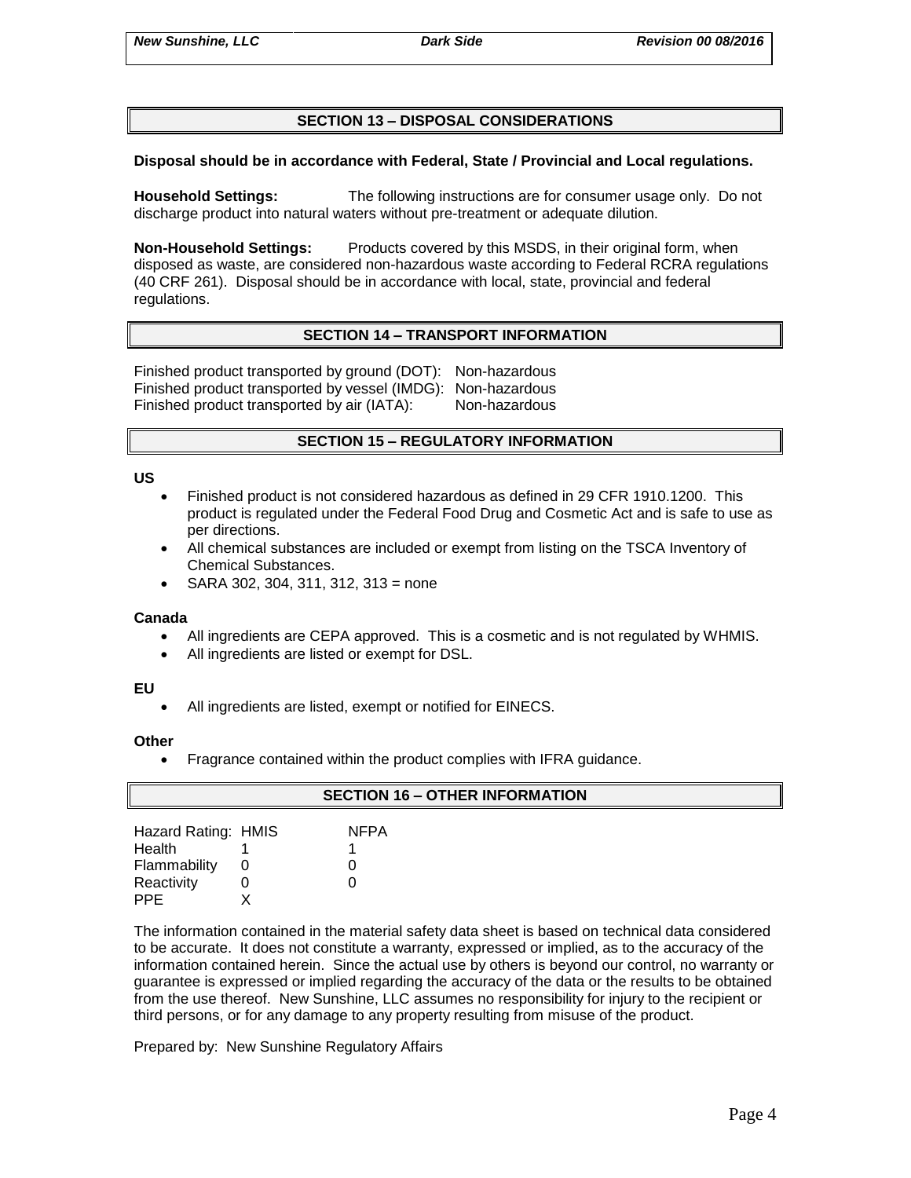## SECTION 13 – DISPOSAL CONSIDERATIONS

**Disposal should be in accordance with Federal, State / Provincial and Local regulations.**

**Household Settings:** The following instructions are for consumer usage only. Do not discharge product into natural waters without pre-treatment or adequate dilution.

**Non-Household Settings:** Products covered by this MSDS, in their original form, when disposed as waste, are considered non-hazardous waste according to Federal RCRA regulations (40 CRF 261). Disposal should be in accordance with local, state, provincial and federal regulations.

## SECTION 14 – TRANSPORT INFORMATION

| | |
|---|---|
| Finished product transported by ground (DOT): | Non-hazardous |
| Finished product transported by vessel (IMDG): | Non-hazardous |
| Finished product transported by air (IATA): | Non-hazardous |

## SECTION 15 – REGULATORY INFORMATION

**US**

- Finished product is not considered hazardous as defined in 29 CFR 1910.1200. This product is regulated under the Federal Food Drug and Cosmetic Act and is safe to use as per directions.
- All chemical substances are included or exempt from listing on the TSCA Inventory of Chemical Substances.
- SARA 302, 304, 311, 312, 313 = none

**Canada**

- All ingredients are CEPA approved. This is a cosmetic and is not regulated by WHMIS.
- All ingredients are listed or exempt for DSL.

**EU**

- All ingredients are listed, exempt or notified for EINECS.

**Other**

- Fragrance contained within the product complies with IFRA guidance.

## SECTION 16 – OTHER INFORMATION

| Hazard Rating: | HMIS | NFPA |
|---|---|---|
| Health | 1 | 1 |
| Flammability | 0 | 0 |
| Reactivity | 0 | 0 |
| PPE | X | |

The information contained in the material safety data sheet is based on technical data considered to be accurate. It does not constitute a warranty, expressed or implied, as to the accuracy of the information contained herein. Since the actual use by others is beyond our control, no warranty or guarantee is expressed or implied regarding the accuracy of the data or the results to be obtained from the use thereof. New Sunshine, LLC assumes no responsibility for injury to the recipient or third persons, or for any damage to any property resulting from misuse of the product.

Prepared by: New Sunshine Regulatory Affairs